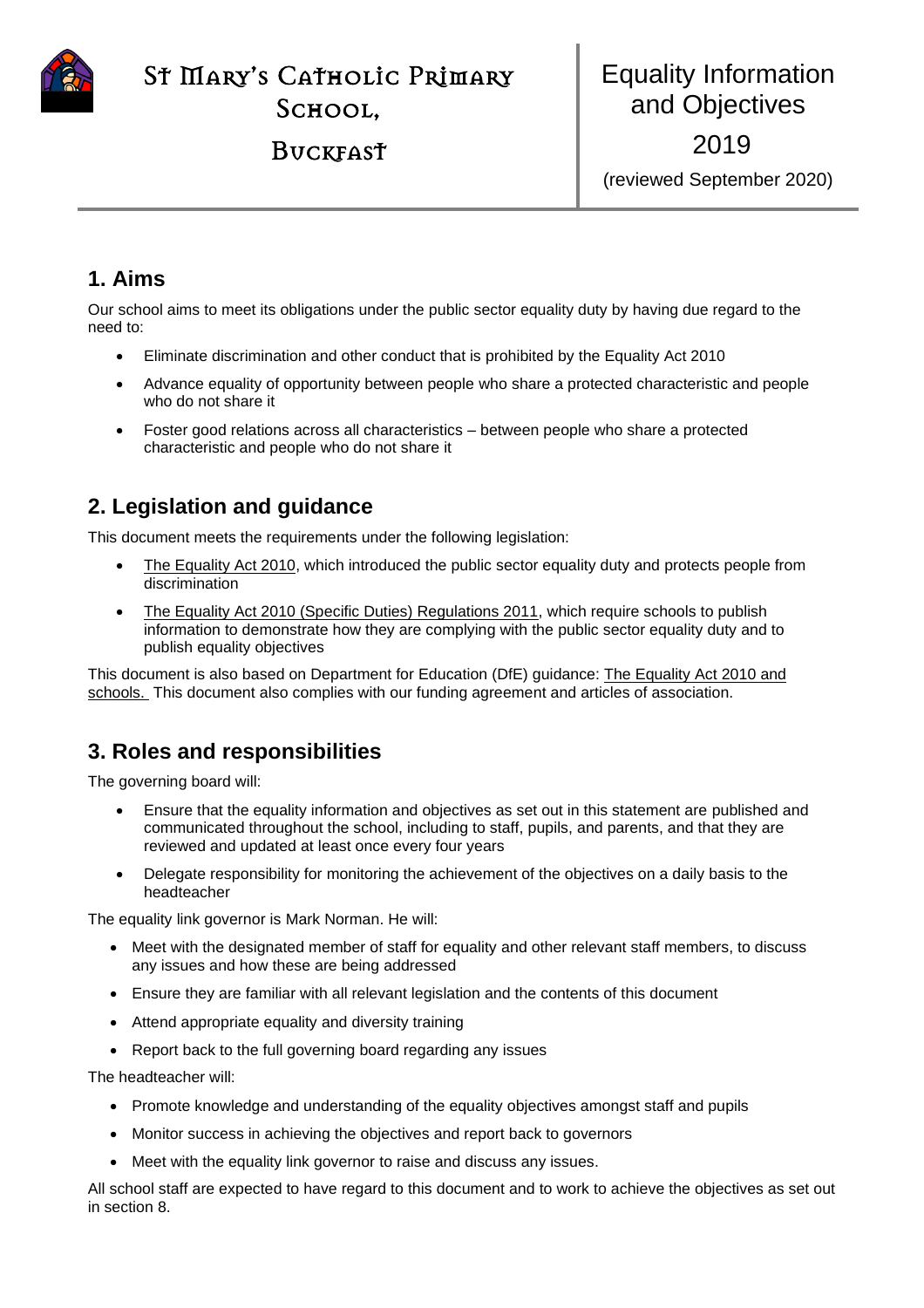# St Mary's Catholic Primary School, Buckfast

# Equality Information and Objectives 2019

(reviewed September 2020)

## 1. Aims

Our school aims to meet its obligations under the public sector equality duty by having due regard to the need to:

- Eliminate discrimination and other conduct that is prohibited by the Equality Act 2010
- Advance equality of opportunity between people who share a protected characteristic and people who do not share it
- Foster good relations across all characteristics – between people who share a protected characteristic and people who do not share it

## 2. Legislation and guidance

This document meets the requirements under the following legislation:

- The Equality Act 2010, which introduced the public sector equality duty and protects people from discrimination
- The Equality Act 2010 (Specific Duties) Regulations 2011, which require schools to publish information to demonstrate how they are complying with the public sector equality duty and to publish equality objectives

This document is also based on Department for Education (DfE) guidance: The Equality Act 2010 and schools. This document also complies with our funding agreement and articles of association.

## 3. Roles and responsibilities

The governing board will:

- Ensure that the equality information and objectives as set out in this statement are published and communicated throughout the school, including to staff, pupils, and parents, and that they are reviewed and updated at least once every four years
- Delegate responsibility for monitoring the achievement of the objectives on a daily basis to the headteacher

The equality link governor is Mark Norman. He will:

- Meet with the designated member of staff for equality and other relevant staff members, to discuss any issues and how these are being addressed
- Ensure they are familiar with all relevant legislation and the contents of this document
- Attend appropriate equality and diversity training
- Report back to the full governing board regarding any issues

The headteacher will:

- Promote knowledge and understanding of the equality objectives amongst staff and pupils
- Monitor success in achieving the objectives and report back to governors
- Meet with the equality link governor to raise and discuss any issues.

All school staff are expected to have regard to this document and to work to achieve the objectives as set out in section 8.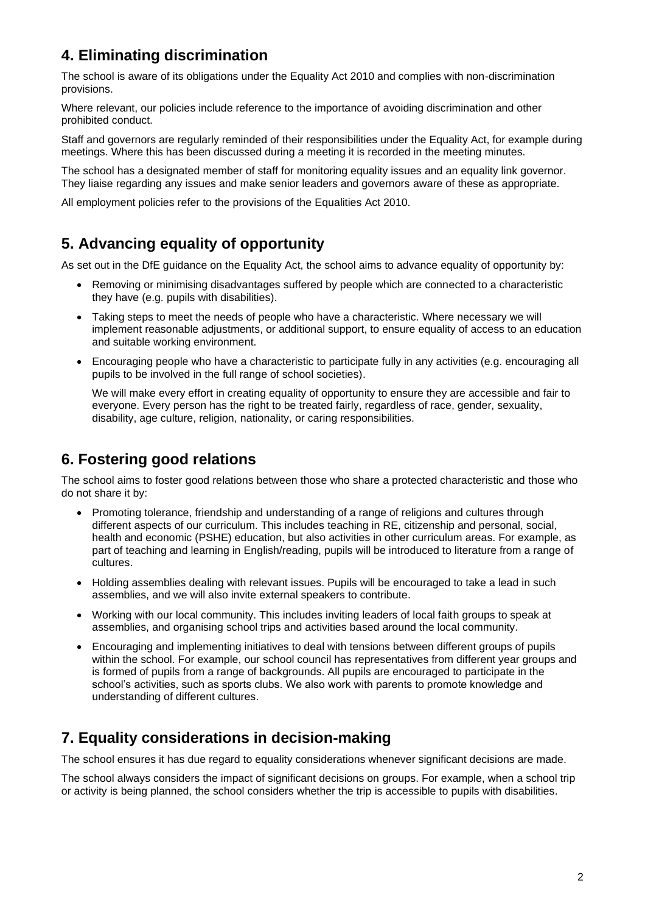## 4. Eliminating discrimination

The school is aware of its obligations under the Equality Act 2010 and complies with non-discrimination provisions.

Where relevant, our policies include reference to the importance of avoiding discrimination and other prohibited conduct.

Staff and governors are regularly reminded of their responsibilities under the Equality Act, for example during meetings. Where this has been discussed during a meeting it is recorded in the meeting minutes.

The school has a designated member of staff for monitoring equality issues and an equality link governor. They liaise regarding any issues and make senior leaders and governors aware of these as appropriate.

All employment policies refer to the provisions of the Equalities Act 2010.

## 5. Advancing equality of opportunity

As set out in the DfE guidance on the Equality Act, the school aims to advance equality of opportunity by:

- Removing or minimising disadvantages suffered by people which are connected to a characteristic they have (e.g. pupils with disabilities).
- Taking steps to meet the needs of people who have a characteristic. Where necessary we will implement reasonable adjustments, or additional support, to ensure equality of access to an education and suitable working environment.
- Encouraging people who have a characteristic to participate fully in any activities (e.g. encouraging all pupils to be involved in the full range of school societies).

  We will make every effort in creating equality of opportunity to ensure they are accessible and fair to everyone. Every person has the right to be treated fairly, regardless of race, gender, sexuality, disability, age culture, religion, nationality, or caring responsibilities.

## 6. Fostering good relations

The school aims to foster good relations between those who share a protected characteristic and those who do not share it by:

- Promoting tolerance, friendship and understanding of a range of religions and cultures through different aspects of our curriculum. This includes teaching in RE, citizenship and personal, social, health and economic (PSHE) education, but also activities in other curriculum areas. For example, as part of teaching and learning in English/reading, pupils will be introduced to literature from a range of cultures.
- Holding assemblies dealing with relevant issues. Pupils will be encouraged to take a lead in such assemblies, and we will also invite external speakers to contribute.
- Working with our local community. This includes inviting leaders of local faith groups to speak at assemblies, and organising school trips and activities based around the local community.
- Encouraging and implementing initiatives to deal with tensions between different groups of pupils within the school. For example, our school council has representatives from different year groups and is formed of pupils from a range of backgrounds. All pupils are encouraged to participate in the school's activities, such as sports clubs. We also work with parents to promote knowledge and understanding of different cultures.

## 7. Equality considerations in decision-making

The school ensures it has due regard to equality considerations whenever significant decisions are made.

The school always considers the impact of significant decisions on groups. For example, when a school trip or activity is being planned, the school considers whether the trip is accessible to pupils with disabilities.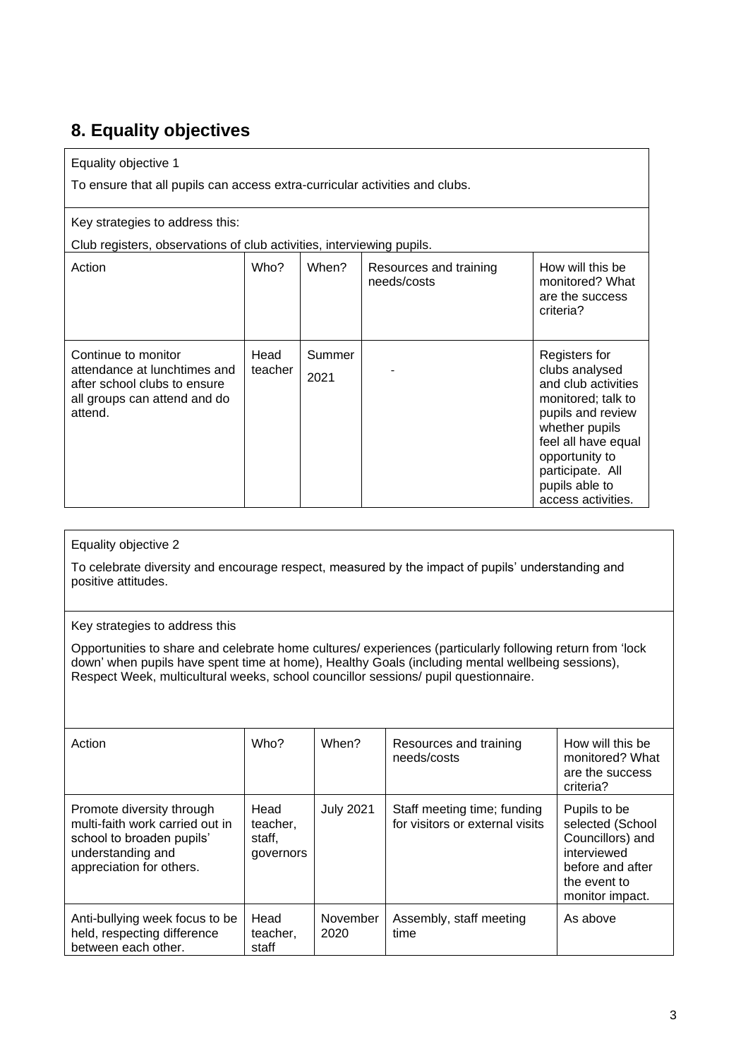## 8. Equality objectives

Equality objective 1

To ensure that all pupils can access extra-curricular activities and clubs.

Key strategies to address this:

Club registers, observations of club activities, interviewing pupils.

| Action | Who? | When? | Resources and training needs/costs | How will this be monitored? What are the success criteria? |
|---|---|---|---|---|
| Continue to monitor attendance at lunchtimes and after school clubs to ensure all groups can attend and do attend. | Head teacher | Summer 2021 | - | Registers for clubs analysed and club activities monitored; talk to pupils and review whether pupils feel all have equal opportunity to participate. All pupils able to access activities. |

Equality objective 2

To celebrate diversity and encourage respect, measured by the impact of pupils' understanding and positive attitudes.

Key strategies to address this

Opportunities to share and celebrate home cultures/ experiences (particularly following return from 'lock down' when pupils have spent time at home), Healthy Goals (including mental wellbeing sessions), Respect Week, multicultural weeks, school councillor sessions/ pupil questionnaire.

| Action | Who? | When? | Resources and training needs/costs | How will this be monitored? What are the success criteria? |
|---|---|---|---|---|
| Promote diversity through multi-faith work carried out in school to broaden pupils' understanding and appreciation for others. | Head teacher, staff, governors | July 2021 | Staff meeting time; funding for visitors or external visits | Pupils to be selected (School Councillors) and interviewed before and after the event to monitor impact. |
| Anti-bullying week focus to be held, respecting difference between each other. | Head teacher, staff | November 2020 | Assembly, staff meeting time | As above |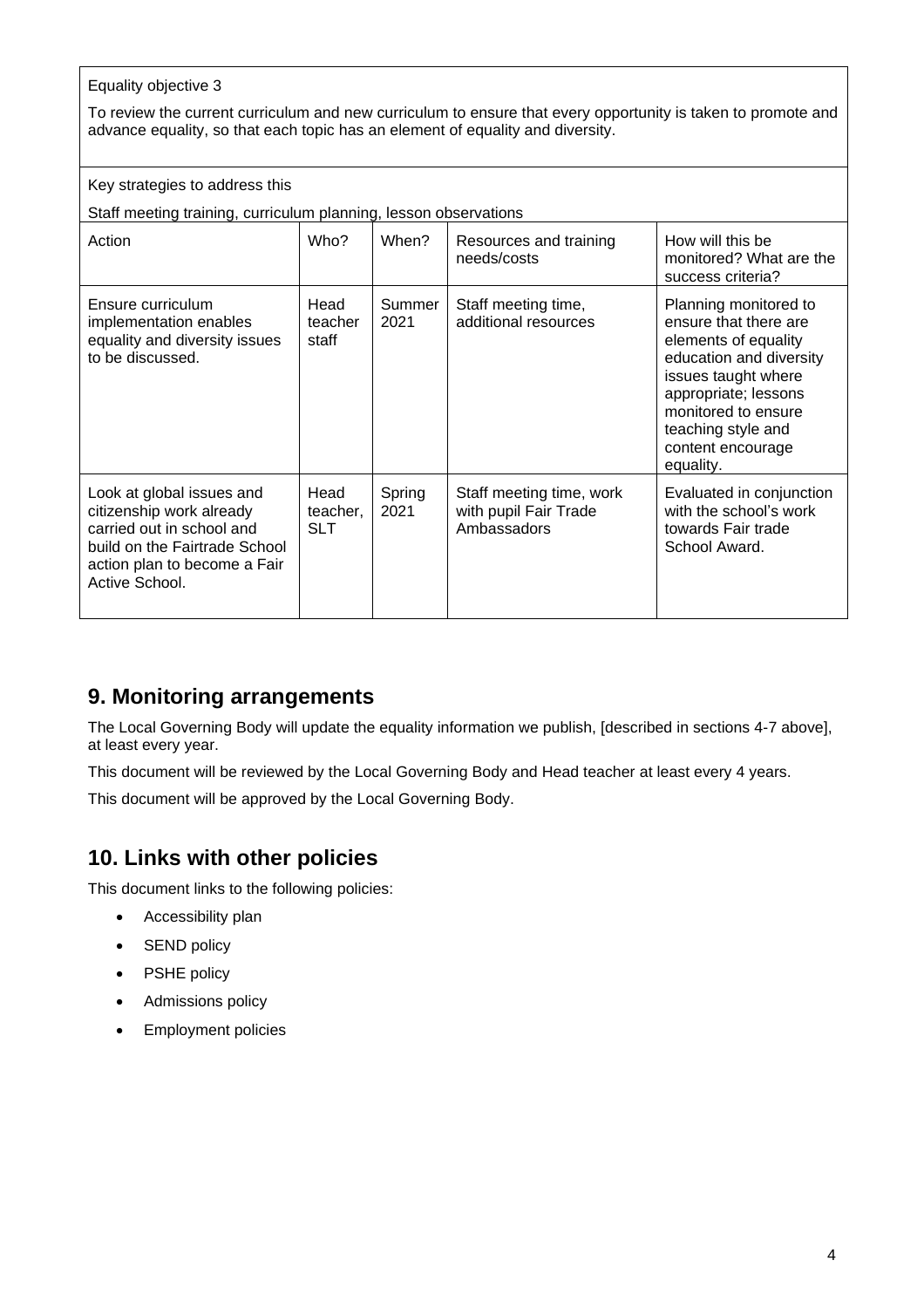| Equality objective 3 | | | | |
| --- | --- | --- | --- | --- |
| To review the current curriculum and new curriculum to ensure that every opportunity is taken to promote and advance equality, so that each topic has an element of equality and diversity. | | | | |
| Key strategies to address this<br>Staff meeting training, curriculum planning, lesson observations | | | | |
| Action | Who? | When? | Resources and training needs/costs | How will this be monitored? What are the success criteria? |
| Ensure curriculum implementation enables equality and diversity issues to be discussed. | Head teacher staff | Summer 2021 | Staff meeting time, additional resources | Planning monitored to ensure that there are elements of equality education and diversity issues taught where appropriate; lessons monitored to ensure teaching style and content encourage equality. |
| Look at global issues and citizenship work already carried out in school and build on the Fairtrade School action plan to become a Fair Active School. | Head teacher, SLT | Spring 2021 | Staff meeting time, work with pupil Fair Trade Ambassadors | Evaluated in conjunction with the school's work towards Fair trade School Award. |

## 9. Monitoring arrangements

The Local Governing Body will update the equality information we publish, [described in sections 4-7 above], at least every year.

This document will be reviewed by the Local Governing Body and Head teacher at least every 4 years.

This document will be approved by the Local Governing Body.

## 10. Links with other policies

This document links to the following policies:

- Accessibility plan
- SEND policy
- PSHE policy
- Admissions policy
- Employment policies